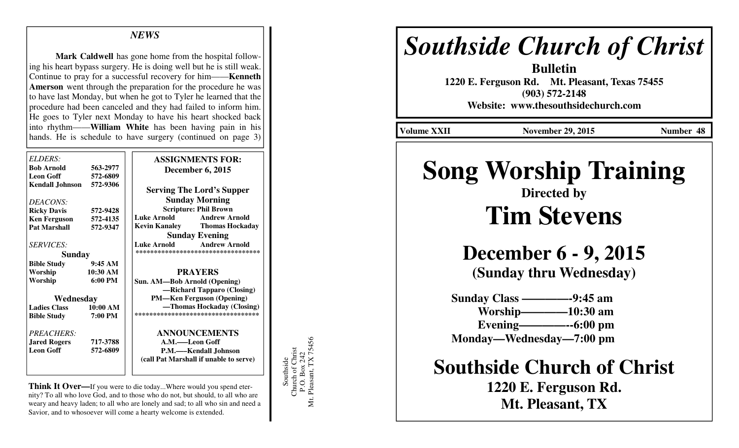# Southside Church of Christ

**Bulletin**

**1220 E. Ferguson Rd. Mt. Pleasant, Texas 75455**

**(903) 572-2148**

**Website: www.thesouthsidechurch.com**

**Volume XXII** | **November 29, 2015** | **Number 48**

# Song Worship Training

**Directed by**

# Tim Stevens

## December 6 - 9, 2015

**(Sunday thru Wednesday)**

**Sunday Class ————-9:45 am**
**Worship————10:30 am**
**Evening————--6:00 pm**
**Monday—Wednesday—7:00 pm**

## Southside Church of Christ

**1220 E. Ferguson Rd.**
**Mt. Pleasant, TX**

---

### *NEWS*

**Mark Caldwell** has gone home from the hospital following his heart bypass surgery. He is doing well but he is still weak. Continue to pray for a successful recovery for him——**Kenneth Amerson** went through the preparation for the procedure he was to have last Monday, but when he got to Tyler he learned that the procedure had been canceled and they had failed to inform him. He goes to Tyler next Monday to have his heart shocked back into rhythm——**William White** has been having pain in his hands. He is schedule to have surgery (continued on page 3)

*ELDERS:*
**Bob Arnold 563-2977**
**Leon Goff 572-6809**
**Kendall Johnson 572-9306**

*DEACONS:*
**Ricky Davis 572-9428**
**Ken Ferguson 572-4135**
**Pat Marshall 572-9347**

*SERVICES:*

**Sunday**
**Bible Study 9:45 AM**
**Worship 10:30 AM**
**Worship 6:00 PM**

**Wednesday**
**Ladies Class 10:00 AM**
**Bible Study 7:00 PM**

*PREACHERS:*
**Jared Rogers 717-3788**
**Leon Goff 572-6809**

**ASSIGNMENTS FOR:**
**December 6, 2015**

**Serving The Lord's Supper**
**Sunday Morning**
**Scripture: Phil Brown**
**Luke Arnold Andrew Arnold**
**Kevin Kanaley Thomas Hockaday**
**Sunday Evening**
**Luke Arnold Andrew Arnold**

**PRAYERS**
**Sun. AM—Bob Arnold (Opening)**
**—Richard Tapparo (Closing)**
**PM—Ken Ferguson (Opening)**
**—Thomas Hockaday (Closing)**

**ANNOUNCEMENTS**
**A.M.—–Leon Goff**
**P.M.—–Kendall Johnson**
**(call Pat Marshall if unable to serve)**

**Think It Over—**If you were to die today...Where would you spend eternity? To all who love God, and to those who do not, but should, to all who are weary and heavy laden; to all who are lonely and sad; to all who sin and need a Savior, and to whosoever will come a hearty welcome is extended.

Southside
Church of Christ
P.O. Box 242
Mt. Pleasant, TX 75456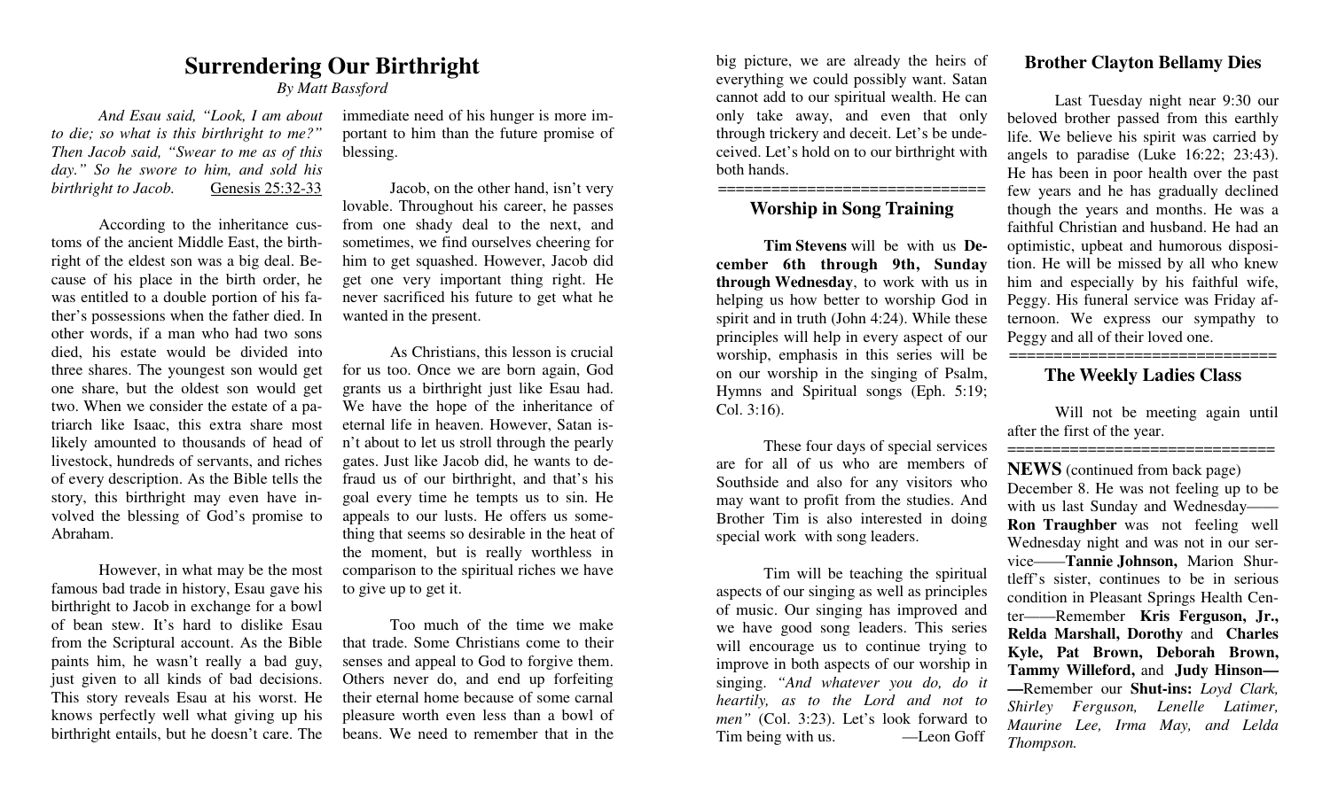# Surrendering Our Birthright

*By Matt Bassford*

*And Esau said, "Look, I am about to die; so what is this birthright to me?" Then Jacob said, "Swear to me as of this day." So he swore to him, and sold his birthright to Jacob.* Genesis 25:32-33

According to the inheritance customs of the ancient Middle East, the birthright of the eldest son was a big deal. Because of his place in the birth order, he was entitled to a double portion of his father's possessions when the father died. In other words, if a man who had two sons died, his estate would be divided into three shares. The youngest son would get one share, but the oldest son would get two. When we consider the estate of a patriarch like Isaac, this extra share most likely amounted to thousands of head of livestock, hundreds of servants, and riches of every description. As the Bible tells the story, this birthright may even have involved the blessing of God's promise to Abraham.

However, in what may be the most famous bad trade in history, Esau gave his birthright to Jacob in exchange for a bowl of bean stew. It's hard to dislike Esau from the Scriptural account. As the Bible paints him, he wasn't really a bad guy, just given to all kinds of bad decisions. This story reveals Esau at his worst. He knows perfectly well what giving up his birthright entails, but he doesn't care. The immediate need of his hunger is more important to him than the future promise of blessing.

Jacob, on the other hand, isn't very lovable. Throughout his career, he passes from one shady deal to the next, and sometimes, we find ourselves cheering for him to get squashed. However, Jacob did get one very important thing right. He never sacrificed his future to get what he wanted in the present.

As Christians, this lesson is crucial for us too. Once we are born again, God grants us a birthright just like Esau had. We have the hope of the inheritance of eternal life in heaven. However, Satan isn't about to let us stroll through the pearly gates. Just like Jacob did, he wants to defraud us of our birthright, and that's his goal every time he tempts us to sin. He appeals to our lusts. He offers us something that seems so desirable in the heat of the moment, but is really worthless in comparison to the spiritual riches we have to give up to get it.

Too much of the time we make that trade. Some Christians come to their senses and appeal to God to forgive them. Others never do, and end up forfeiting their eternal home because of some carnal pleasure worth even less than a bowl of beans. We need to remember that in the big picture, we are already the heirs of everything we could possibly want. Satan cannot add to our spiritual wealth. He can only take away, and even that only through trickery and deceit. Let's be undeceived. Let's hold on to our birthright with both hands.

==============================

## Worship in Song Training

**Tim Stevens** will be with us **December 6th through 9th, Sunday through Wednesday**, to work with us in helping us how better to worship God in spirit and in truth (John 4:24). While these principles will help in every aspect of our worship, emphasis in this series will be on our worship in the singing of Psalm, Hymns and Spiritual songs (Eph. 5:19; Col. 3:16).

These four days of special services are for all of us who are members of Southside and also for any visitors who may want to profit from the studies. And Brother Tim is also interested in doing special work with song leaders.

Tim will be teaching the spiritual aspects of our singing as well as principles of music. Our singing has improved and we have good song leaders. This series will encourage us to continue trying to improve in both aspects of our worship in singing. *"And whatever you do, do it heartily, as to the Lord and not to men"* (Col. 3:23). Let's look forward to Tim being with us. —Leon Goff

## Brother Clayton Bellamy Dies

Last Tuesday night near 9:30 our beloved brother passed from this earthly life. We believe his spirit was carried by angels to paradise (Luke 16:22; 23:43). He has been in poor health over the past few years and he has gradually declined though the years and months. He was a faithful Christian and husband. He had an optimistic, upbeat and humorous disposition. He will be missed by all who knew him and especially by his faithful wife, Peggy. His funeral service was Friday afternoon. We express our sympathy to Peggy and all of their loved one.

==============================

## The Weekly Ladies Class

Will not be meeting again until after the first of the year.

==============================

**NEWS** (continued from back page) December 8. He was not feeling up to be with us last Sunday and Wednesday——**Ron Traughber** was not feeling well Wednesday night and was not in our service——**Tannie Johnson,** Marion Shurtleff's sister, continues to be in serious condition in Pleasant Springs Health Center——Remember **Kris Ferguson, Jr., Relda Marshall, Dorothy** and **Charles Kyle, Pat Brown, Deborah Brown, Tammy Willeford,** and **Judy Hinson——**Remember our **Shut-ins:** *Loyd Clark, Shirley Ferguson, Lenelle Latimer, Maurine Lee, Irma May, and Lelda Thompson.*